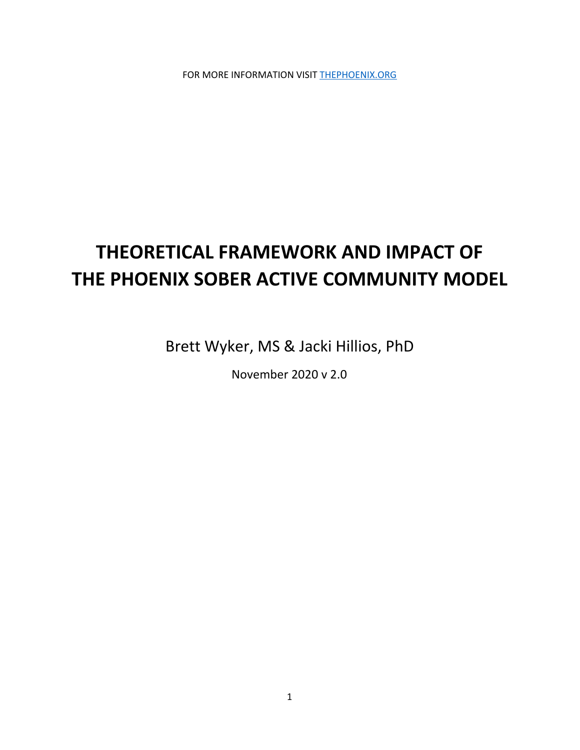FOR MORE INFORMATION VISIT [THEPHOENIX.ORG](https://thephoenix.org)

# THEORETICAL FRAMEWORK AND IMPACT OF THE PHOENIX SOBER ACTIVE COMMUNITY MODEL

Brett Wyker, MS & Jacki Hillios, PhD

November 2020 v 2.0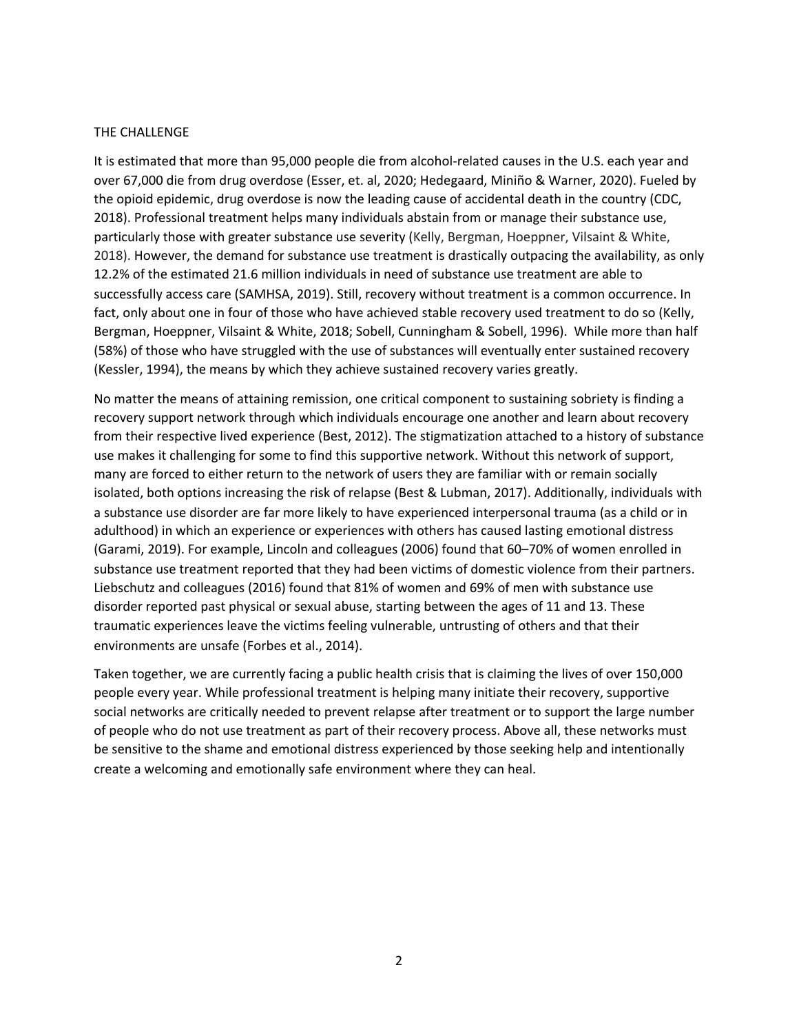## THE CHALLENGE

It is estimated that more than 95,000 people die from alcohol-related causes in the U.S. each year and over 67,000 die from drug overdose (Esser, et. al, 2020; Hedegaard, Miniño & Warner, 2020). Fueled by the opioid epidemic, drug overdose is now the leading cause of accidental death in the country (CDC, 2018). Professional treatment helps many individuals abstain from or manage their substance use, particularly those with greater substance use severity (Kelly, Bergman, Hoeppner, Vilsaint & White, 2018). However, the demand for substance use treatment is drastically outpacing the availability, as only 12.2% of the estimated 21.6 million individuals in need of substance use treatment are able to successfully access care (SAMHSA, 2019). Still, recovery without treatment is a common occurrence. In fact, only about one in four of those who have achieved stable recovery used treatment to do so (Kelly, Bergman, Hoeppner, Vilsaint & White, 2018; Sobell, Cunningham & Sobell, 1996). While more than half (58%) of those who have struggled with the use of substances will eventually enter sustained recovery (Kessler, 1994), the means by which they achieve sustained recovery varies greatly.

No matter the means of attaining remission, one critical component to sustaining sobriety is finding a recovery support network through which individuals encourage one another and learn about recovery from their respective lived experience (Best, 2012). The stigmatization attached to a history of substance use makes it challenging for some to find this supportive network. Without this network of support, many are forced to either return to the network of users they are familiar with or remain socially isolated, both options increasing the risk of relapse (Best & Lubman, 2017). Additionally, individuals with a substance use disorder are far more likely to have experienced interpersonal trauma (as a child or in adulthood) in which an experience or experiences with others has caused lasting emotional distress (Garami, 2019). For example, Lincoln and colleagues (2006) found that 60–70% of women enrolled in substance use treatment reported that they had been victims of domestic violence from their partners. Liebschutz and colleagues (2016) found that 81% of women and 69% of men with substance use disorder reported past physical or sexual abuse, starting between the ages of 11 and 13. These traumatic experiences leave the victims feeling vulnerable, untrusting of others and that their environments are unsafe (Forbes et al., 2014).

Taken together, we are currently facing a public health crisis that is claiming the lives of over 150,000 people every year. While professional treatment is helping many initiate their recovery, supportive social networks are critically needed to prevent relapse after treatment or to support the large number of people who do not use treatment as part of their recovery process. Above all, these networks must be sensitive to the shame and emotional distress experienced by those seeking help and intentionally create a welcoming and emotionally safe environment where they can heal.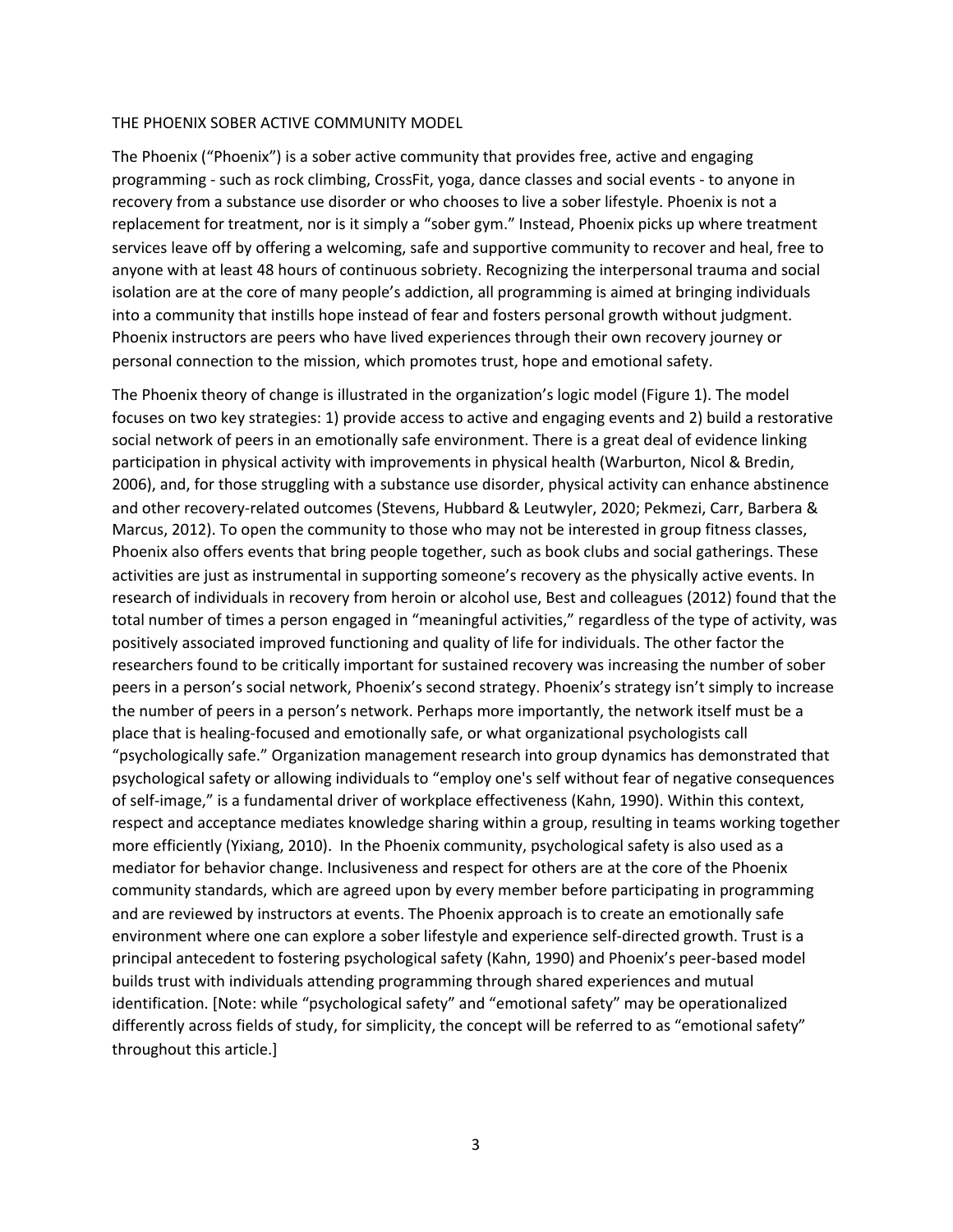## THE PHOENIX SOBER ACTIVE COMMUNITY MODEL

The Phoenix ("Phoenix") is a sober active community that provides free, active and engaging programming - such as rock climbing, CrossFit, yoga, dance classes and social events - to anyone in recovery from a substance use disorder or who chooses to live a sober lifestyle. Phoenix is not a replacement for treatment, nor is it simply a "sober gym." Instead, Phoenix picks up where treatment services leave off by offering a welcoming, safe and supportive community to recover and heal, free to anyone with at least 48 hours of continuous sobriety. Recognizing the interpersonal trauma and social isolation are at the core of many people's addiction, all programming is aimed at bringing individuals into a community that instills hope instead of fear and fosters personal growth without judgment. Phoenix instructors are peers who have lived experiences through their own recovery journey or personal connection to the mission, which promotes trust, hope and emotional safety.

The Phoenix theory of change is illustrated in the organization's logic model (Figure 1). The model focuses on two key strategies: 1) provide access to active and engaging events and 2) build a restorative social network of peers in an emotionally safe environment. There is a great deal of evidence linking participation in physical activity with improvements in physical health (Warburton, Nicol & Bredin, 2006), and, for those struggling with a substance use disorder, physical activity can enhance abstinence and other recovery-related outcomes (Stevens, Hubbard & Leutwyler, 2020; Pekmezi, Carr, Barbera & Marcus, 2012). To open the community to those who may not be interested in group fitness classes, Phoenix also offers events that bring people together, such as book clubs and social gatherings. These activities are just as instrumental in supporting someone's recovery as the physically active events. In research of individuals in recovery from heroin or alcohol use, Best and colleagues (2012) found that the total number of times a person engaged in "meaningful activities," regardless of the type of activity, was positively associated improved functioning and quality of life for individuals. The other factor the researchers found to be critically important for sustained recovery was increasing the number of sober peers in a person's social network, Phoenix's second strategy. Phoenix's strategy isn't simply to increase the number of peers in a person's network. Perhaps more importantly, the network itself must be a place that is healing-focused and emotionally safe, or what organizational psychologists call "psychologically safe." Organization management research into group dynamics has demonstrated that psychological safety or allowing individuals to "employ one's self without fear of negative consequences of self-image," is a fundamental driver of workplace effectiveness (Kahn, 1990). Within this context, respect and acceptance mediates knowledge sharing within a group, resulting in teams working together more efficiently (Yixiang, 2010). In the Phoenix community, psychological safety is also used as a mediator for behavior change. Inclusiveness and respect for others are at the core of the Phoenix community standards, which are agreed upon by every member before participating in programming and are reviewed by instructors at events. The Phoenix approach is to create an emotionally safe environment where one can explore a sober lifestyle and experience self-directed growth. Trust is a principal antecedent to fostering psychological safety (Kahn, 1990) and Phoenix's peer-based model builds trust with individuals attending programming through shared experiences and mutual identification. [Note: while "psychological safety" and "emotional safety" may be operationalized differently across fields of study, for simplicity, the concept will be referred to as "emotional safety" throughout this article.]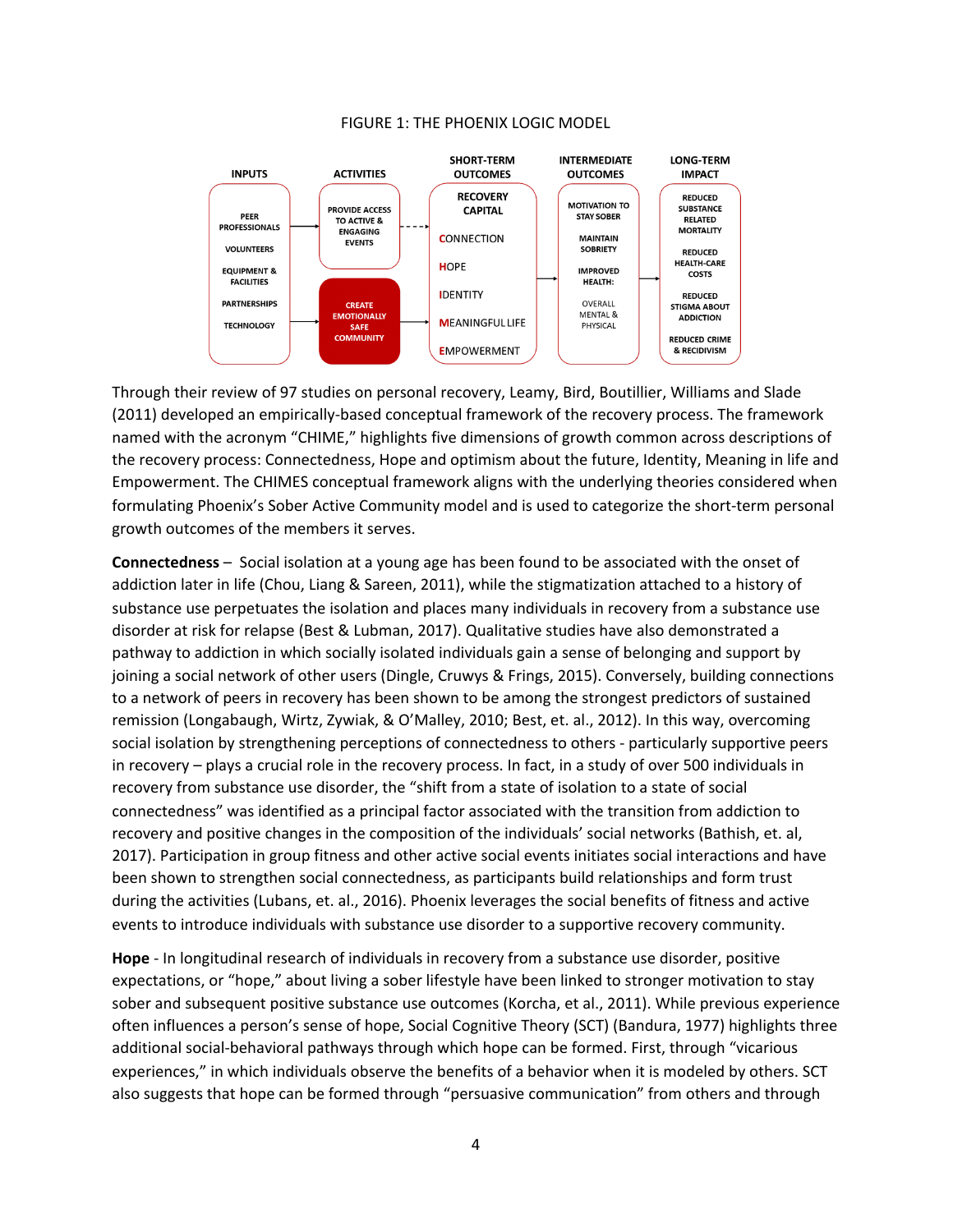FIGURE 1: THE PHOENIX LOGIC MODEL

| INPUTS | ACTIVITIES | SHORT-TERM OUTCOMES | INTERMEDIATE OUTCOMES | LONG-TERM IMPACT |
|---|---|---|---|---|
| PEER PROFESSIONALS<br>VOLUNTEERS<br>EQUIPMENT & FACILITIES<br>PARTNERSHIPS<br>TECHNOLOGY | PROVIDE ACCESS TO ACTIVE & ENGAGING EVENTS<br>CREATE EMOTIONALLY SAFE COMMUNITY | RECOVERY CAPITAL<br>CONNECTION<br>HOPE<br>IDENTITY<br>MEANINGFUL LIFE<br>EMPOWERMENT | MOTIVATION TO STAY SOBER<br>MAINTAIN SOBRIETY<br>IMPROVED HEALTH: OVERALL MENTAL & PHYSICAL | REDUCED SUBSTANCE RELATED MORTALITY<br>REDUCED HEALTH-CARE COSTS<br>REDUCED STIGMA ABOUT ADDICTION<br>REDUCED CRIME & RECIDIVISM |

Through their review of 97 studies on personal recovery, Leamy, Bird, Boutillier, Williams and Slade (2011) developed an empirically-based conceptual framework of the recovery process. The framework named with the acronym "CHIME," highlights five dimensions of growth common across descriptions of the recovery process: Connectedness, Hope and optimism about the future, Identity, Meaning in life and Empowerment. The CHIMES conceptual framework aligns with the underlying theories considered when formulating Phoenix's Sober Active Community model and is used to categorize the short-term personal growth outcomes of the members it serves.

**Connectedness** – Social isolation at a young age has been found to be associated with the onset of addiction later in life (Chou, Liang & Sareen, 2011), while the stigmatization attached to a history of substance use perpetuates the isolation and places many individuals in recovery from a substance use disorder at risk for relapse (Best & Lubman, 2017). Qualitative studies have also demonstrated a pathway to addiction in which socially isolated individuals gain a sense of belonging and support by joining a social network of other users (Dingle, Cruwys & Frings, 2015). Conversely, building connections to a network of peers in recovery has been shown to be among the strongest predictors of sustained remission (Longabaugh, Wirtz, Zywiak, & O'Malley, 2010; Best, et. al., 2012). In this way, overcoming social isolation by strengthening perceptions of connectedness to others - particularly supportive peers in recovery – plays a crucial role in the recovery process. In fact, in a study of over 500 individuals in recovery from substance use disorder, the "shift from a state of isolation to a state of social connectedness" was identified as a principal factor associated with the transition from addiction to recovery and positive changes in the composition of the individuals' social networks (Bathish, et. al, 2017). Participation in group fitness and other active social events initiates social interactions and have been shown to strengthen social connectedness, as participants build relationships and form trust during the activities (Lubans, et. al., 2016). Phoenix leverages the social benefits of fitness and active events to introduce individuals with substance use disorder to a supportive recovery community.

**Hope** - In longitudinal research of individuals in recovery from a substance use disorder, positive expectations, or "hope," about living a sober lifestyle have been linked to stronger motivation to stay sober and subsequent positive substance use outcomes (Korcha, et al., 2011). While previous experience often influences a person's sense of hope, Social Cognitive Theory (SCT) (Bandura, 1977) highlights three additional social-behavioral pathways through which hope can be formed. First, through "vicarious experiences," in which individuals observe the benefits of a behavior when it is modeled by others. SCT also suggests that hope can be formed through "persuasive communication" from others and through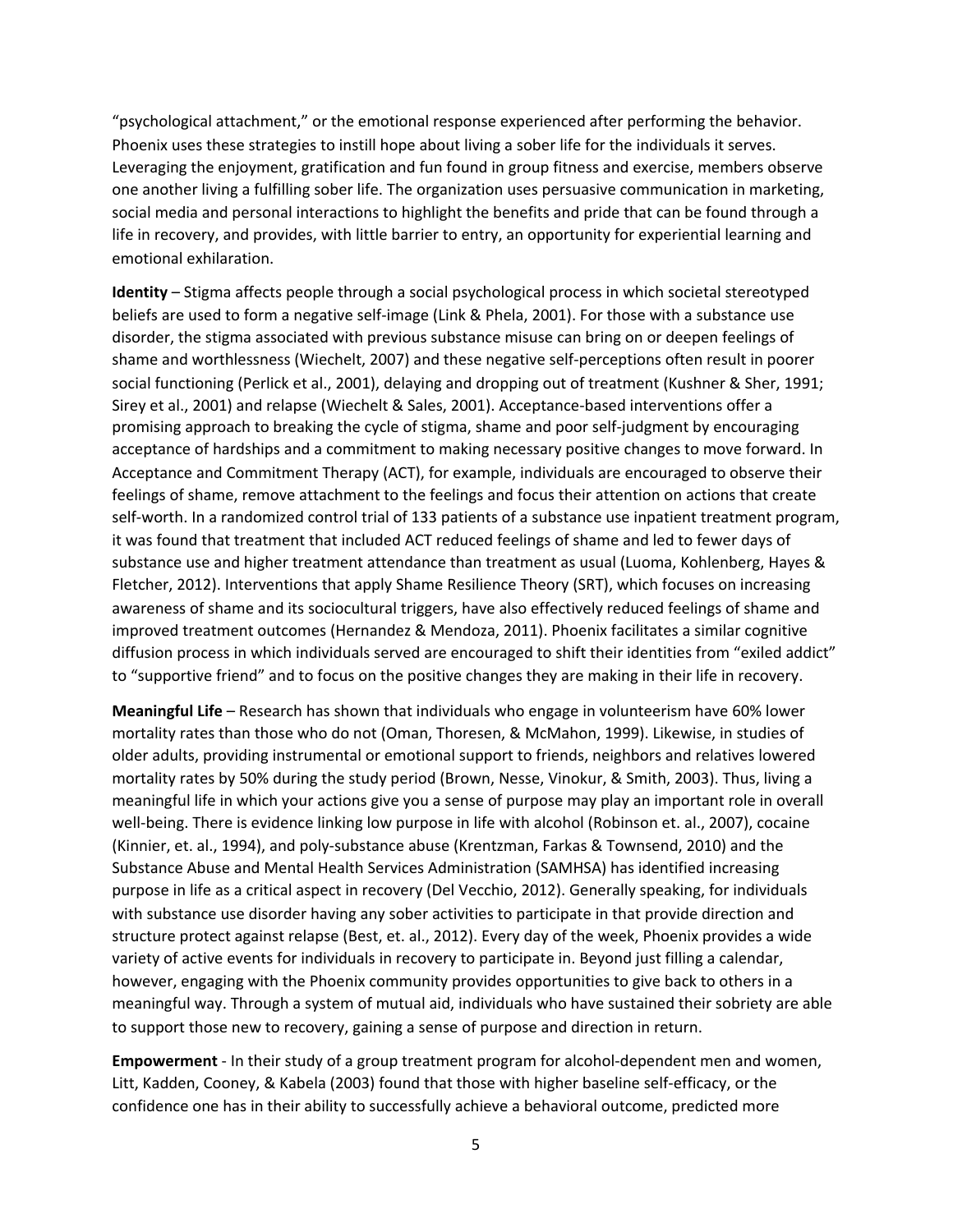“psychological attachment,” or the emotional response experienced after performing the behavior. Phoenix uses these strategies to instill hope about living a sober life for the individuals it serves. Leveraging the enjoyment, gratification and fun found in group fitness and exercise, members observe one another living a fulfilling sober life. The organization uses persuasive communication in marketing, social media and personal interactions to highlight the benefits and pride that can be found through a life in recovery, and provides, with little barrier to entry, an opportunity for experiential learning and emotional exhilaration.

**Identity** – Stigma affects people through a social psychological process in which societal stereotyped beliefs are used to form a negative self-image (Link & Phela, 2001). For those with a substance use disorder, the stigma associated with previous substance misuse can bring on or deepen feelings of shame and worthlessness (Wiechelt, 2007) and these negative self-perceptions often result in poorer social functioning (Perlick et al., 2001), delaying and dropping out of treatment (Kushner & Sher, 1991; Sirey et al., 2001) and relapse (Wiechelt & Sales, 2001). Acceptance-based interventions offer a promising approach to breaking the cycle of stigma, shame and poor self-judgment by encouraging acceptance of hardships and a commitment to making necessary positive changes to move forward. In Acceptance and Commitment Therapy (ACT), for example, individuals are encouraged to observe their feelings of shame, remove attachment to the feelings and focus their attention on actions that create self-worth. In a randomized control trial of 133 patients of a substance use inpatient treatment program, it was found that treatment that included ACT reduced feelings of shame and led to fewer days of substance use and higher treatment attendance than treatment as usual (Luoma, Kohlenberg, Hayes & Fletcher, 2012). Interventions that apply Shame Resilience Theory (SRT), which focuses on increasing awareness of shame and its sociocultural triggers, have also effectively reduced feelings of shame and improved treatment outcomes (Hernandez & Mendoza, 2011). Phoenix facilitates a similar cognitive diffusion process in which individuals served are encouraged to shift their identities from “exiled addict” to “supportive friend” and to focus on the positive changes they are making in their life in recovery.

**Meaningful Life** – Research has shown that individuals who engage in volunteerism have 60% lower mortality rates than those who do not (Oman, Thoresen, & McMahon, 1999). Likewise, in studies of older adults, providing instrumental or emotional support to friends, neighbors and relatives lowered mortality rates by 50% during the study period (Brown, Nesse, Vinokur, & Smith, 2003). Thus, living a meaningful life in which your actions give you a sense of purpose may play an important role in overall well-being. There is evidence linking low purpose in life with alcohol (Robinson et. al., 2007), cocaine (Kinnier, et. al., 1994), and poly-substance abuse (Krentzman, Farkas & Townsend, 2010) and the Substance Abuse and Mental Health Services Administration (SAMHSA) has identified increasing purpose in life as a critical aspect in recovery (Del Vecchio, 2012). Generally speaking, for individuals with substance use disorder having any sober activities to participate in that provide direction and structure protect against relapse (Best, et. al., 2012). Every day of the week, Phoenix provides a wide variety of active events for individuals in recovery to participate in. Beyond just filling a calendar, however, engaging with the Phoenix community provides opportunities to give back to others in a meaningful way. Through a system of mutual aid, individuals who have sustained their sobriety are able to support those new to recovery, gaining a sense of purpose and direction in return.

**Empowerment** - In their study of a group treatment program for alcohol-dependent men and women, Litt, Kadden, Cooney, & Kabela (2003) found that those with higher baseline self-efficacy, or the confidence one has in their ability to successfully achieve a behavioral outcome, predicted more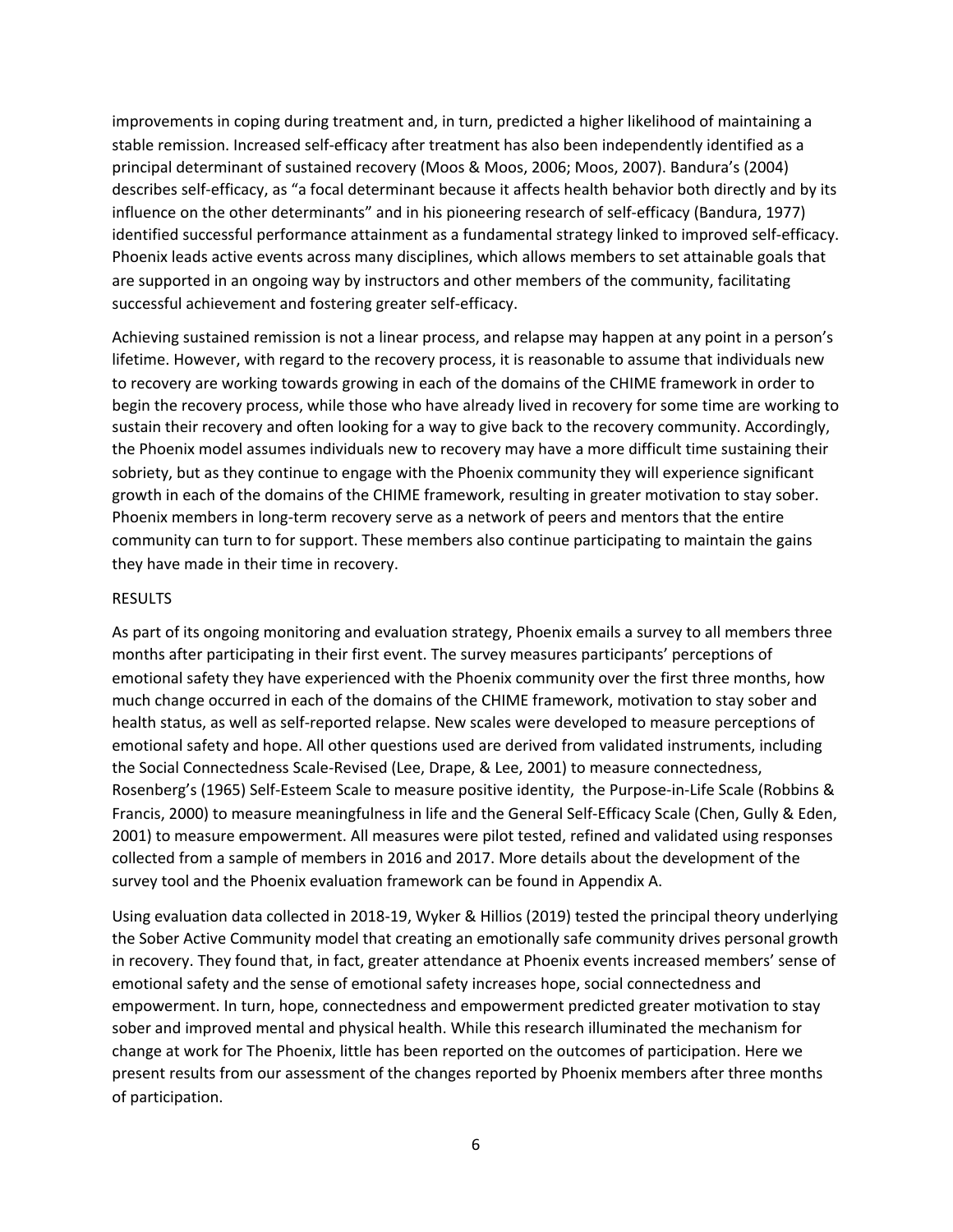improvements in coping during treatment and, in turn, predicted a higher likelihood of maintaining a stable remission. Increased self-efficacy after treatment has also been independently identified as a principal determinant of sustained recovery (Moos & Moos, 2006; Moos, 2007). Bandura's (2004) describes self-efficacy, as "a focal determinant because it affects health behavior both directly and by its influence on the other determinants" and in his pioneering research of self-efficacy (Bandura, 1977) identified successful performance attainment as a fundamental strategy linked to improved self-efficacy. Phoenix leads active events across many disciplines, which allows members to set attainable goals that are supported in an ongoing way by instructors and other members of the community, facilitating successful achievement and fostering greater self-efficacy.

Achieving sustained remission is not a linear process, and relapse may happen at any point in a person's lifetime. However, with regard to the recovery process, it is reasonable to assume that individuals new to recovery are working towards growing in each of the domains of the CHIME framework in order to begin the recovery process, while those who have already lived in recovery for some time are working to sustain their recovery and often looking for a way to give back to the recovery community. Accordingly, the Phoenix model assumes individuals new to recovery may have a more difficult time sustaining their sobriety, but as they continue to engage with the Phoenix community they will experience significant growth in each of the domains of the CHIME framework, resulting in greater motivation to stay sober. Phoenix members in long-term recovery serve as a network of peers and mentors that the entire community can turn to for support. These members also continue participating to maintain the gains they have made in their time in recovery.

## RESULTS

As part of its ongoing monitoring and evaluation strategy, Phoenix emails a survey to all members three months after participating in their first event. The survey measures participants' perceptions of emotional safety they have experienced with the Phoenix community over the first three months, how much change occurred in each of the domains of the CHIME framework, motivation to stay sober and health status, as well as self-reported relapse. New scales were developed to measure perceptions of emotional safety and hope. All other questions used are derived from validated instruments, including the Social Connectedness Scale-Revised (Lee, Drape, & Lee, 2001) to measure connectedness, Rosenberg's (1965) Self-Esteem Scale to measure positive identity, the Purpose-in-Life Scale (Robbins & Francis, 2000) to measure meaningfulness in life and the General Self-Efficacy Scale (Chen, Gully & Eden, 2001) to measure empowerment. All measures were pilot tested, refined and validated using responses collected from a sample of members in 2016 and 2017. More details about the development of the survey tool and the Phoenix evaluation framework can be found in Appendix A.

Using evaluation data collected in 2018-19, Wyker & Hillios (2019) tested the principal theory underlying the Sober Active Community model that creating an emotionally safe community drives personal growth in recovery. They found that, in fact, greater attendance at Phoenix events increased members' sense of emotional safety and the sense of emotional safety increases hope, social connectedness and empowerment. In turn, hope, connectedness and empowerment predicted greater motivation to stay sober and improved mental and physical health. While this research illuminated the mechanism for change at work for The Phoenix, little has been reported on the outcomes of participation. Here we present results from our assessment of the changes reported by Phoenix members after three months of participation.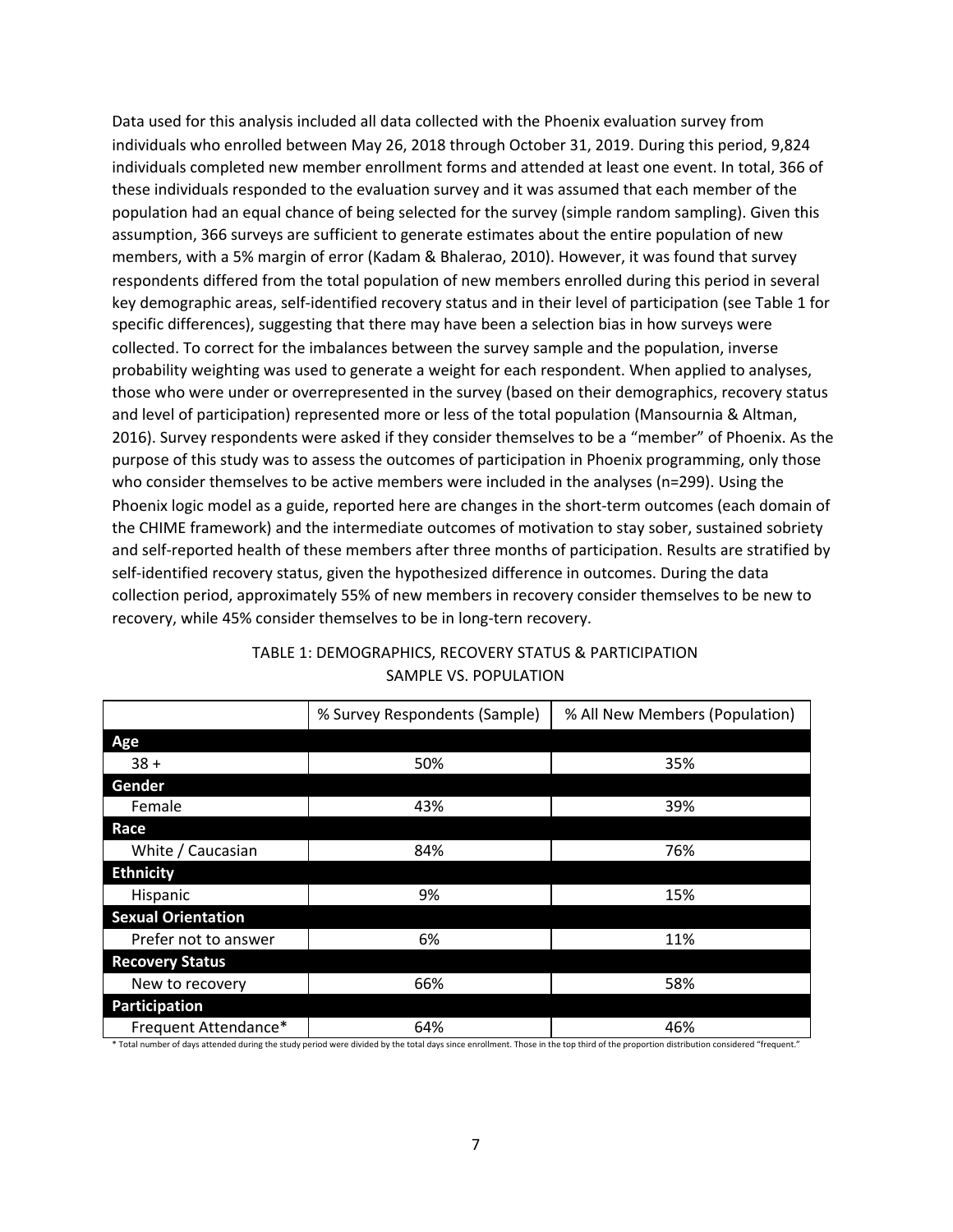Data used for this analysis included all data collected with the Phoenix evaluation survey from individuals who enrolled between May 26, 2018 through October 31, 2019. During this period, 9,824 individuals completed new member enrollment forms and attended at least one event. In total, 366 of these individuals responded to the evaluation survey and it was assumed that each member of the population had an equal chance of being selected for the survey (simple random sampling). Given this assumption, 366 surveys are sufficient to generate estimates about the entire population of new members, with a 5% margin of error (Kadam & Bhalerao, 2010). However, it was found that survey respondents differed from the total population of new members enrolled during this period in several key demographic areas, self-identified recovery status and in their level of participation (see Table 1 for specific differences), suggesting that there may have been a selection bias in how surveys were collected. To correct for the imbalances between the survey sample and the population, inverse probability weighting was used to generate a weight for each respondent. When applied to analyses, those who were under or overrepresented in the survey (based on their demographics, recovery status and level of participation) represented more or less of the total population (Mansournia & Altman, 2016). Survey respondents were asked if they consider themselves to be a "member" of Phoenix. As the purpose of this study was to assess the outcomes of participation in Phoenix programming, only those who consider themselves to be active members were included in the analyses (n=299). Using the Phoenix logic model as a guide, reported here are changes in the short-term outcomes (each domain of the CHIME framework) and the intermediate outcomes of motivation to stay sober, sustained sobriety and self-reported health of these members after three months of participation. Results are stratified by self-identified recovery status, given the hypothesized difference in outcomes. During the data collection period, approximately 55% of new members in recovery consider themselves to be new to recovery, while 45% consider themselves to be in long-tern recovery.

TABLE 1: DEMOGRAPHICS, RECOVERY STATUS & PARTICIPATION
SAMPLE VS. POPULATION

| | % Survey Respondents (Sample) | % All New Members (Population) |
|---|---|---|
| **Age** | | |
| 38 + | 50% | 35% |
| **Gender** | | |
| Female | 43% | 39% |
| **Race** | | |
| White / Caucasian | 84% | 76% |
| **Ethnicity** | | |
| Hispanic | 9% | 15% |
| **Sexual Orientation** | | |
| Prefer not to answer | 6% | 11% |
| **Recovery Status** | | |
| New to recovery | 66% | 58% |
| **Participation** | | |
| Frequent Attendance* | 64% | 46% |

* Total number of days attended during the study period were divided by the total days since enrollment. Those in the top third of the proportion distribution considered "frequent."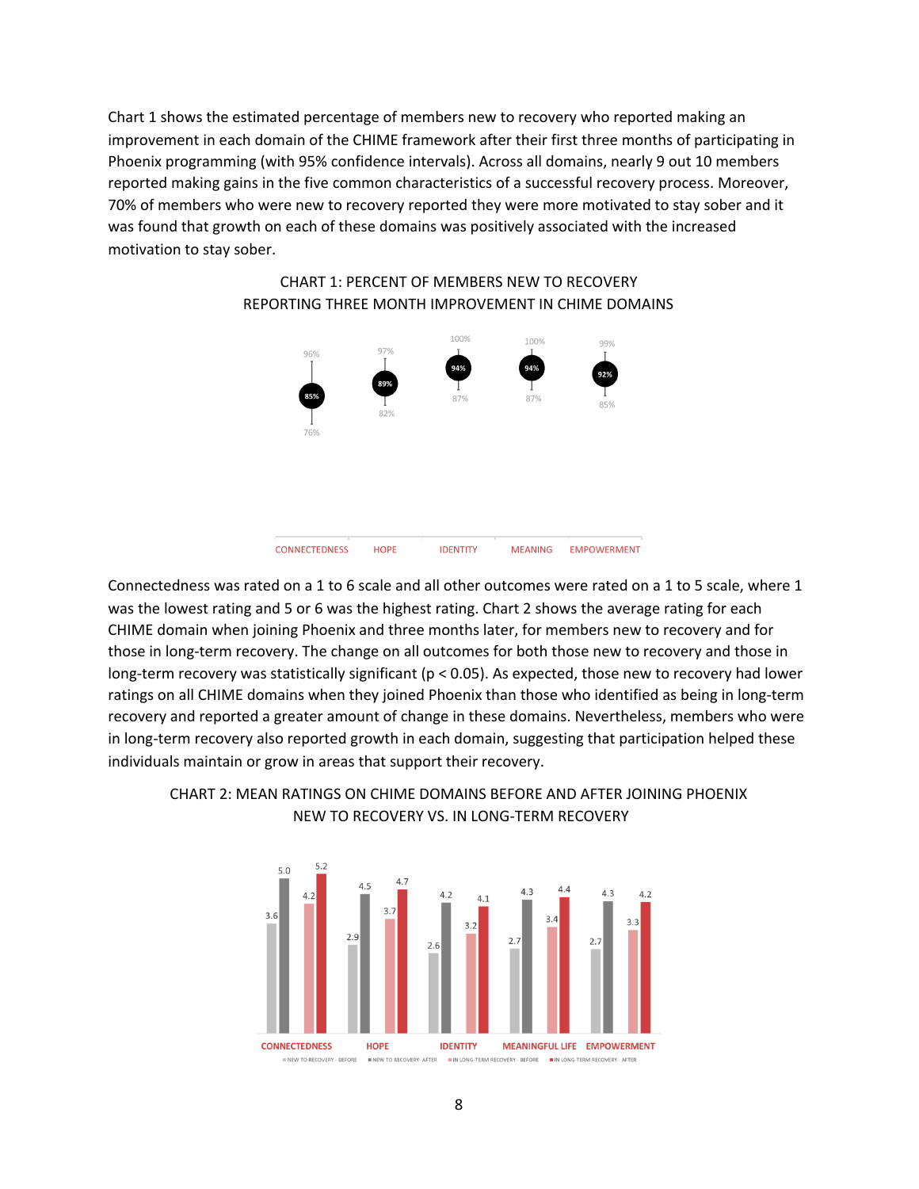Chart 1 shows the estimated percentage of members new to recovery who reported making an improvement in each domain of the CHIME framework after their first three months of participating in Phoenix programming (with 95% confidence intervals). Across all domains, nearly 9 out 10 members reported making gains in the five common characteristics of a successful recovery process. Moreover, 70% of members who were new to recovery reported they were more motivated to stay sober and it was found that growth on each of these domains was positively associated with the increased motivation to stay sober.

CHART 1: PERCENT OF MEMBERS NEW TO RECOVERY REPORTING THREE MONTH IMPROVEMENT IN CHIME DOMAINS

| Domain | Lower | Estimate | Upper |
|---|---|---|---|
| CONNECTEDNESS | 76% | 85% | 96% |
| HOPE | 82% | 89% | 97% |
| IDENTITY | 87% | 94% | 100% |
| MEANING | 87% | 94% | 100% |
| EMPOWERMENT | 85% | 92% | 99% |

Connectedness was rated on a 1 to 6 scale and all other outcomes were rated on a 1 to 5 scale, where 1 was the lowest rating and 5 or 6 was the highest rating. Chart 2 shows the average rating for each CHIME domain when joining Phoenix and three months later, for members new to recovery and for those in long-term recovery. The change on all outcomes for both those new to recovery and those in long-term recovery was statistically significant ($p < 0.05$). As expected, those new to recovery had lower ratings on all CHIME domains when they joined Phoenix than those who identified as being in long-term recovery and reported a greater amount of change in these domains. Nevertheless, members who were in long-term recovery also reported growth in each domain, suggesting that participation helped these individuals maintain or grow in areas that support their recovery.

CHART 2: MEAN RATINGS ON CHIME DOMAINS BEFORE AND AFTER JOINING PHOENIX NEW TO RECOVERY VS. IN LONG-TERM RECOVERY

| Domain | New to Recovery - Before | New to Recovery - After | In Long-Term Recovery - Before | In Long-Term Recovery - After |
|---|---|---|---|---|
| CONNECTEDNESS | 3.6 | 5.0 | 4.2 | 5.2 |
| HOPE | 2.9 | 4.5 | 3.7 | 4.7 |
| IDENTITY | 2.6 | 4.2 | 3.2 | 4.1 |
| MEANINGFUL LIFE | 2.7 | 4.3 | 3.4 | 4.4 |
| EMPOWERMENT | 2.7 | 4.3 | 3.3 | 4.2 |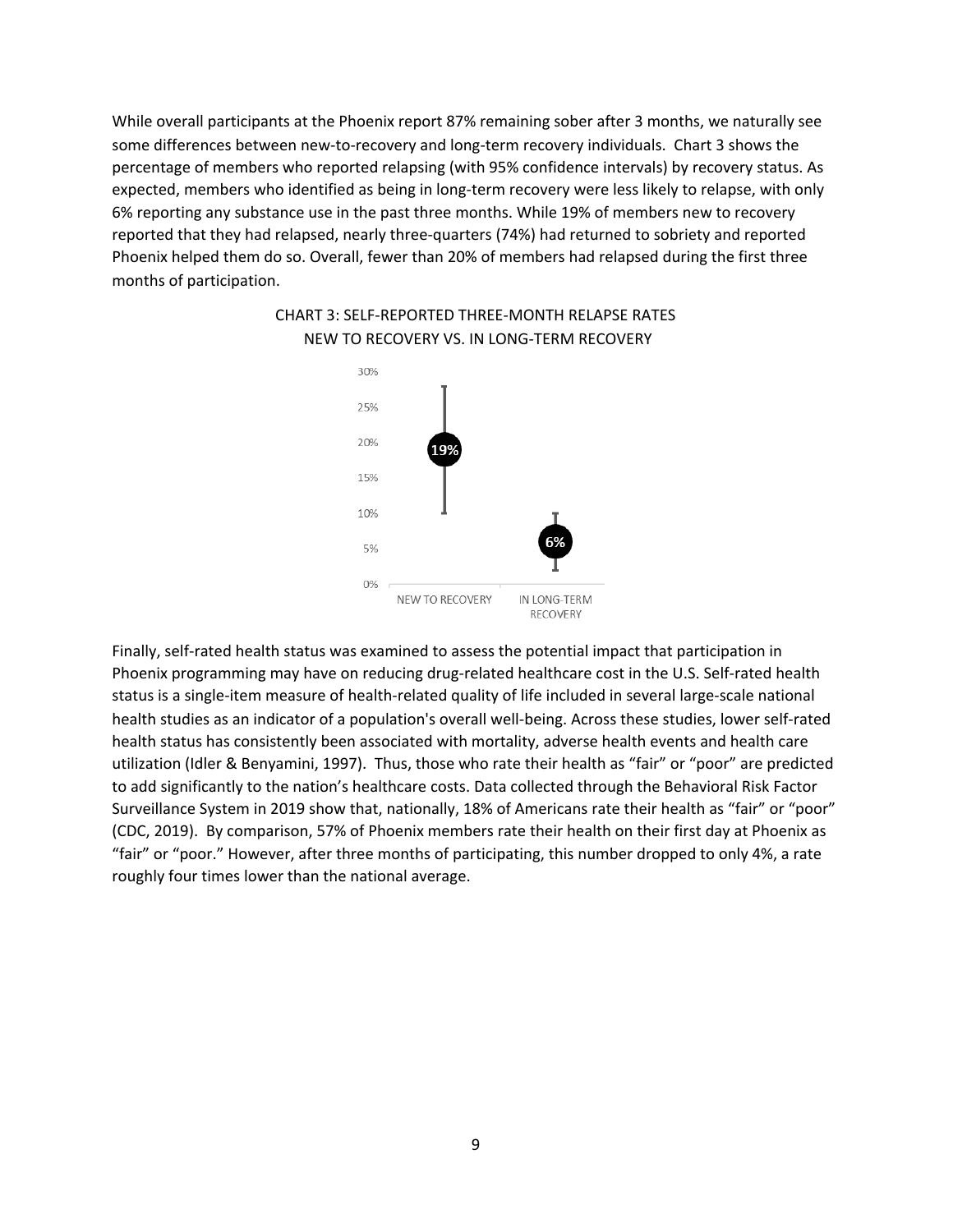While overall participants at the Phoenix report 87% remaining sober after 3 months, we naturally see some differences between new-to-recovery and long-term recovery individuals. Chart 3 shows the percentage of members who reported relapsing (with 95% confidence intervals) by recovery status. As expected, members who identified as being in long-term recovery were less likely to relapse, with only 6% reporting any substance use in the past three months. While 19% of members new to recovery reported that they had relapsed, nearly three-quarters (74%) had returned to sobriety and reported Phoenix helped them do so. Overall, fewer than 20% of members had relapsed during the first three months of participation.

CHART 3: SELF-REPORTED THREE-MONTH RELAPSE RATES
NEW TO RECOVERY VS. IN LONG-TERM RECOVERY

| Group | Relapse rate |
| --- | --- |
| NEW TO RECOVERY | 19% |
| IN LONG-TERM RECOVERY | 6% |

Finally, self-rated health status was examined to assess the potential impact that participation in Phoenix programming may have on reducing drug-related healthcare cost in the U.S. Self-rated health status is a single-item measure of health-related quality of life included in several large-scale national health studies as an indicator of a population's overall well-being. Across these studies, lower self-rated health status has consistently been associated with mortality, adverse health events and health care utilization (Idler & Benyamini, 1997). Thus, those who rate their health as "fair" or "poor" are predicted to add significantly to the nation's healthcare costs. Data collected through the Behavioral Risk Factor Surveillance System in 2019 show that, nationally, 18% of Americans rate their health as "fair" or "poor" (CDC, 2019). By comparison, 57% of Phoenix members rate their health on their first day at Phoenix as "fair" or "poor." However, after three months of participating, this number dropped to only 4%, a rate roughly four times lower than the national average.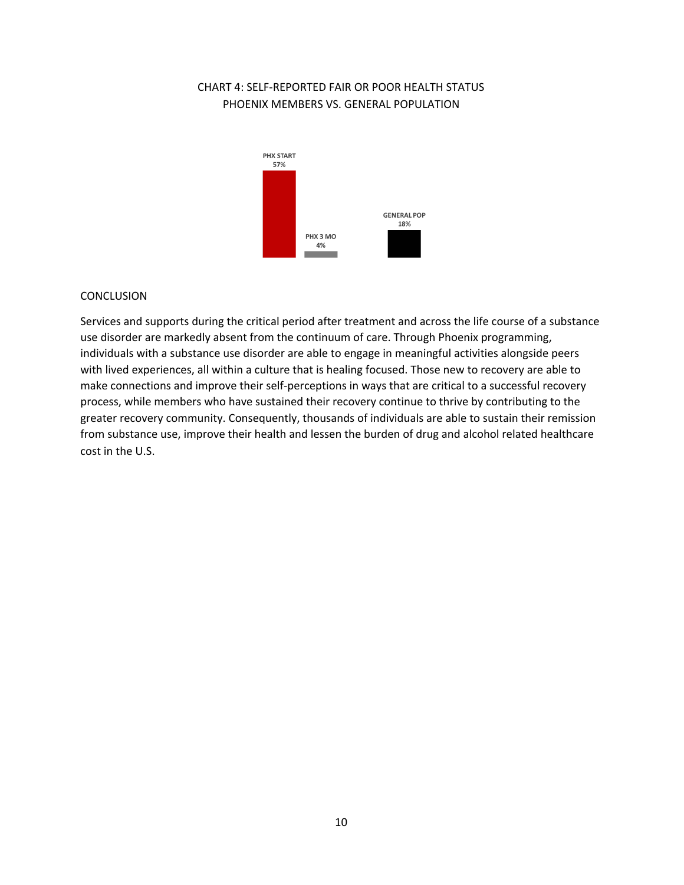CHART 4: SELF-REPORTED FAIR OR POOR HEALTH STATUS
PHOENIX MEMBERS VS. GENERAL POPULATION

PHX START 57%

PHX 3 MO 4%

GENERAL POP 18%

CONCLUSION

Services and supports during the critical period after treatment and across the life course of a substance use disorder are markedly absent from the continuum of care. Through Phoenix programming, individuals with a substance use disorder are able to engage in meaningful activities alongside peers with lived experiences, all within a culture that is healing focused. Those new to recovery are able to make connections and improve their self-perceptions in ways that are critical to a successful recovery process, while members who have sustained their recovery continue to thrive by contributing to the greater recovery community. Consequently, thousands of individuals are able to sustain their remission from substance use, improve their health and lessen the burden of drug and alcohol related healthcare cost in the U.S.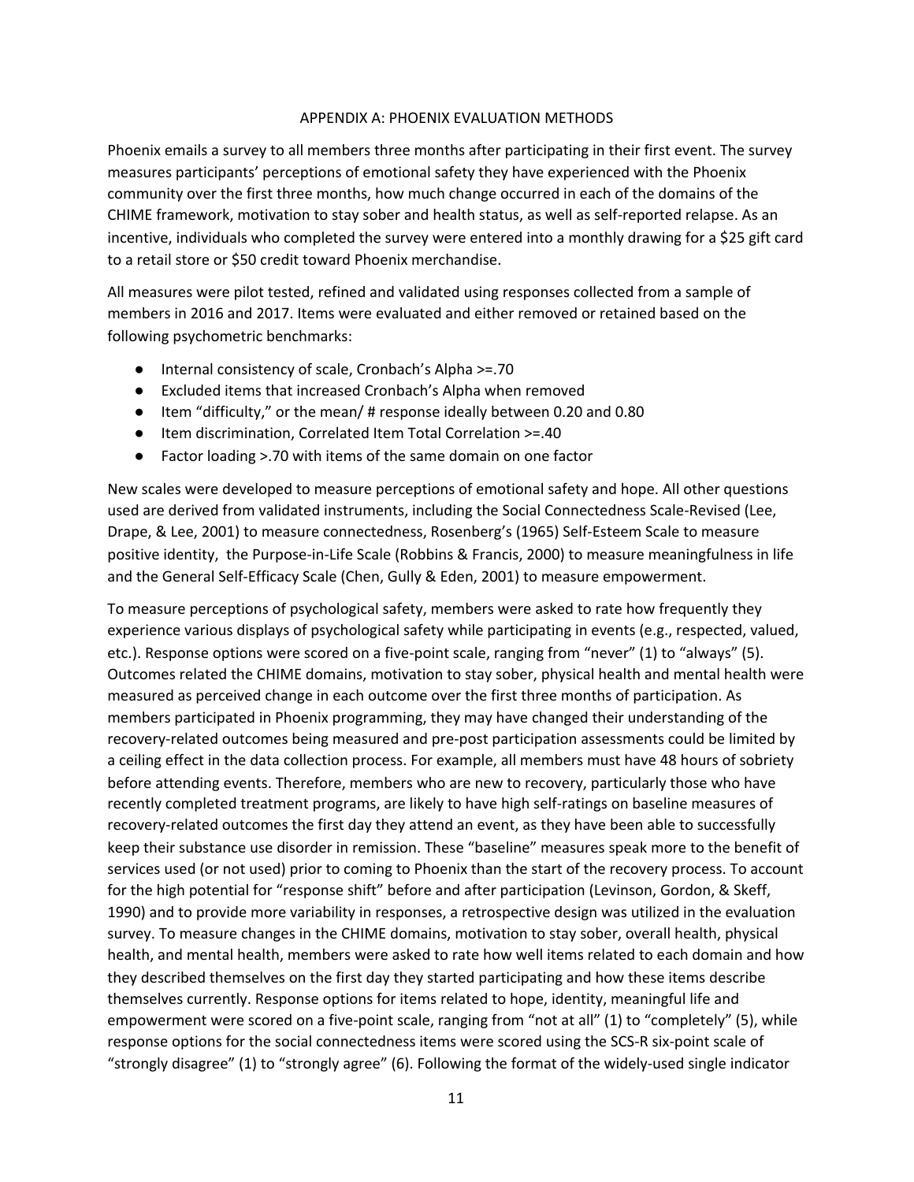## APPENDIX A: PHOENIX EVALUATION METHODS

Phoenix emails a survey to all members three months after participating in their first event. The survey measures participants' perceptions of emotional safety they have experienced with the Phoenix community over the first three months, how much change occurred in each of the domains of the CHIME framework, motivation to stay sober and health status, as well as self-reported relapse. As an incentive, individuals who completed the survey were entered into a monthly drawing for a $25 gift card to a retail store or $50 credit toward Phoenix merchandise.

All measures were pilot tested, refined and validated using responses collected from a sample of members in 2016 and 2017. Items were evaluated and either removed or retained based on the following psychometric benchmarks:

- Internal consistency of scale, Cronbach's Alpha >=.70
- Excluded items that increased Cronbach's Alpha when removed
- Item "difficulty," or the mean/ # response ideally between 0.20 and 0.80
- Item discrimination, Correlated Item Total Correlation >=.40
- Factor loading >.70 with items of the same domain on one factor

New scales were developed to measure perceptions of emotional safety and hope. All other questions used are derived from validated instruments, including the Social Connectedness Scale-Revised (Lee, Drape, & Lee, 2001) to measure connectedness, Rosenberg's (1965) Self-Esteem Scale to measure positive identity, the Purpose-in-Life Scale (Robbins & Francis, 2000) to measure meaningfulness in life and the General Self-Efficacy Scale (Chen, Gully & Eden, 2001) to measure empowerment.

To measure perceptions of psychological safety, members were asked to rate how frequently they experience various displays of psychological safety while participating in events (e.g., respected, valued, etc.). Response options were scored on a five-point scale, ranging from "never" (1) to "always" (5). Outcomes related the CHIME domains, motivation to stay sober, physical health and mental health were measured as perceived change in each outcome over the first three months of participation. As members participated in Phoenix programming, they may have changed their understanding of the recovery-related outcomes being measured and pre-post participation assessments could be limited by a ceiling effect in the data collection process. For example, all members must have 48 hours of sobriety before attending events. Therefore, members who are new to recovery, particularly those who have recently completed treatment programs, are likely to have high self-ratings on baseline measures of recovery-related outcomes the first day they attend an event, as they have been able to successfully keep their substance use disorder in remission. These "baseline" measures speak more to the benefit of services used (or not used) prior to coming to Phoenix than the start of the recovery process. To account for the high potential for "response shift" before and after participation (Levinson, Gordon, & Skeff, 1990) and to provide more variability in responses, a retrospective design was utilized in the evaluation survey. To measure changes in the CHIME domains, motivation to stay sober, overall health, physical health, and mental health, members were asked to rate how well items related to each domain and how they described themselves on the first day they started participating and how these items describe themselves currently. Response options for items related to hope, identity, meaningful life and empowerment were scored on a five-point scale, ranging from "not at all" (1) to "completely" (5), while response options for the social connectedness items were scored using the SCS-R six-point scale of "strongly disagree" (1) to "strongly agree" (6). Following the format of the widely-used single indicator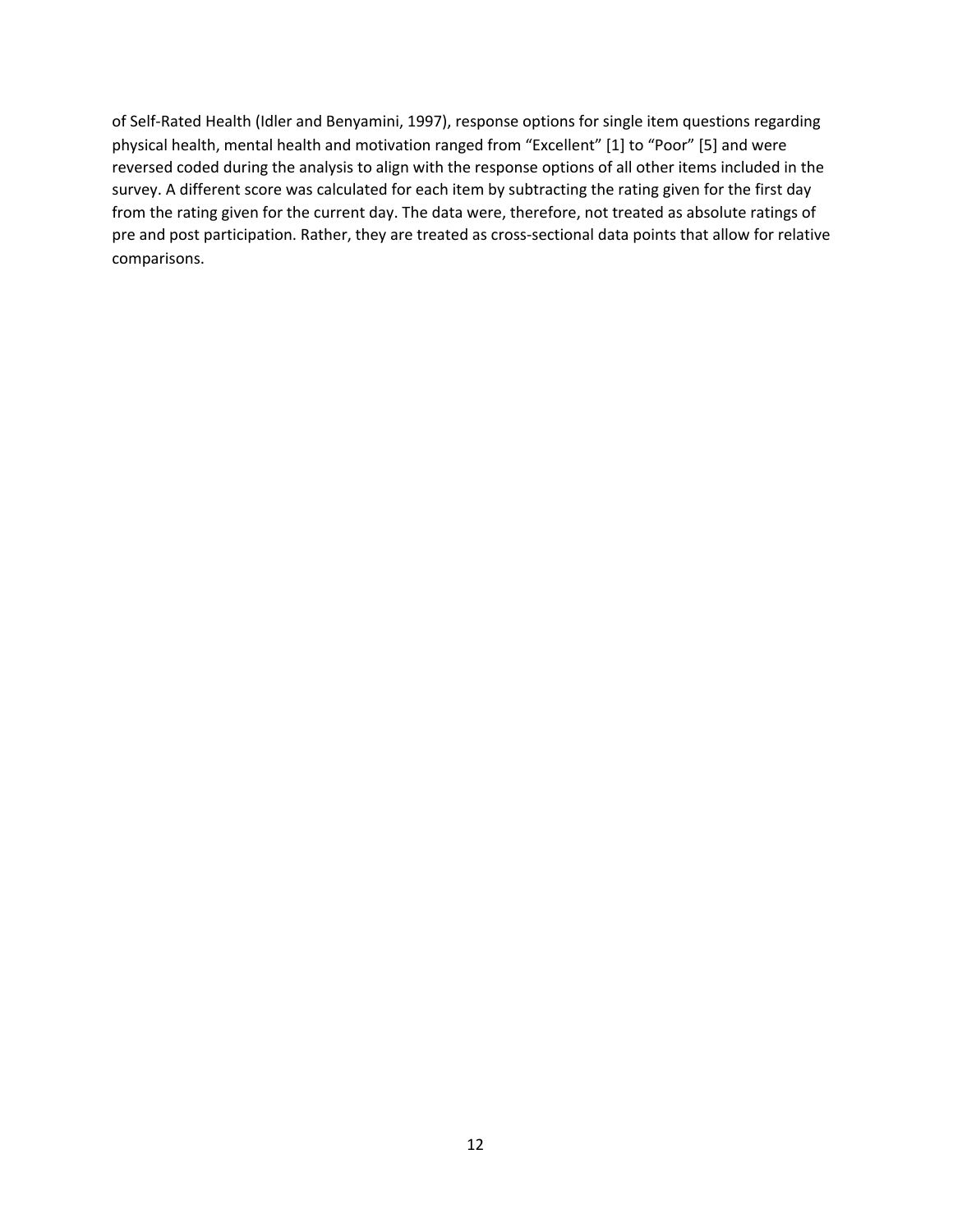of Self-Rated Health (Idler and Benyamini, 1997), response options for single item questions regarding physical health, mental health and motivation ranged from "Excellent" [1] to "Poor" [5] and were reversed coded during the analysis to align with the response options of all other items included in the survey. A different score was calculated for each item by subtracting the rating given for the first day from the rating given for the current day. The data were, therefore, not treated as absolute ratings of pre and post participation. Rather, they are treated as cross-sectional data points that allow for relative comparisons.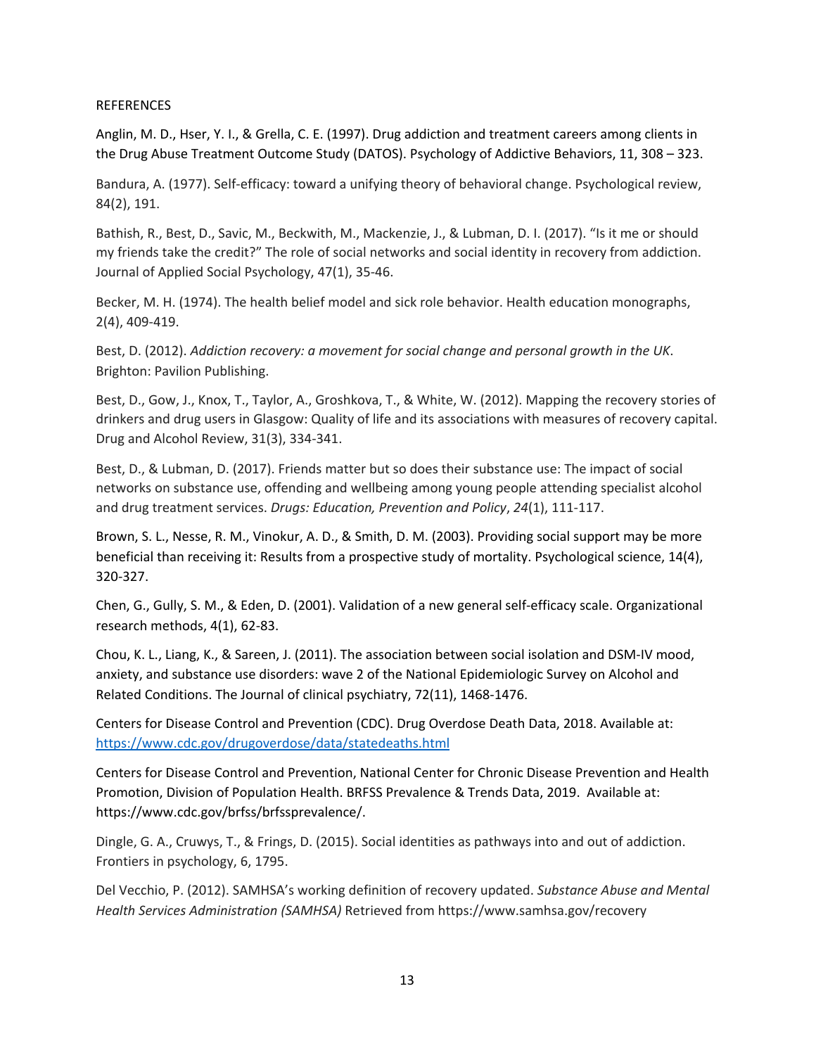REFERENCES

Anglin, M. D., Hser, Y. I., & Grella, C. E. (1997). Drug addiction and treatment careers among clients in the Drug Abuse Treatment Outcome Study (DATOS). Psychology of Addictive Behaviors, 11, 308 – 323.

Bandura, A. (1977). Self-efficacy: toward a unifying theory of behavioral change. Psychological review, 84(2), 191.

Bathish, R., Best, D., Savic, M., Beckwith, M., Mackenzie, J., & Lubman, D. I. (2017). "Is it me or should my friends take the credit?" The role of social networks and social identity in recovery from addiction. Journal of Applied Social Psychology, 47(1), 35-46.

Becker, M. H. (1974). The health belief model and sick role behavior. Health education monographs, 2(4), 409-419.

Best, D. (2012). *Addiction recovery: a movement for social change and personal growth in the UK.* Brighton: Pavilion Publishing.

Best, D., Gow, J., Knox, T., Taylor, A., Groshkova, T., & White, W. (2012). Mapping the recovery stories of drinkers and drug users in Glasgow: Quality of life and its associations with measures of recovery capital. Drug and Alcohol Review, 31(3), 334-341.

Best, D., & Lubman, D. (2017). Friends matter but so does their substance use: The impact of social networks on substance use, offending and wellbeing among young people attending specialist alcohol and drug treatment services. *Drugs: Education, Prevention and Policy*, *24*(1), 111-117.

Brown, S. L., Nesse, R. M., Vinokur, A. D., & Smith, D. M. (2003). Providing social support may be more beneficial than receiving it: Results from a prospective study of mortality. Psychological science, 14(4), 320-327.

Chen, G., Gully, S. M., & Eden, D. (2001). Validation of a new general self-efficacy scale. Organizational research methods, 4(1), 62-83.

Chou, K. L., Liang, K., & Sareen, J. (2011). The association between social isolation and DSM-IV mood, anxiety, and substance use disorders: wave 2 of the National Epidemiologic Survey on Alcohol and Related Conditions. The Journal of clinical psychiatry, 72(11), 1468-1476.

Centers for Disease Control and Prevention (CDC). Drug Overdose Death Data, 2018. Available at: https://www.cdc.gov/drugoverdose/data/statedeaths.html

Centers for Disease Control and Prevention, National Center for Chronic Disease Prevention and Health Promotion, Division of Population Health. BRFSS Prevalence & Trends Data, 2019. Available at: https://www.cdc.gov/brfss/brfssprevalence/.

Dingle, G. A., Cruwys, T., & Frings, D. (2015). Social identities as pathways into and out of addiction. Frontiers in psychology, 6, 1795.

Del Vecchio, P. (2012). SAMHSA's working definition of recovery updated. *Substance Abuse and Mental Health Services Administration (SAMHSA)* Retrieved from https://www.samhsa.gov/recovery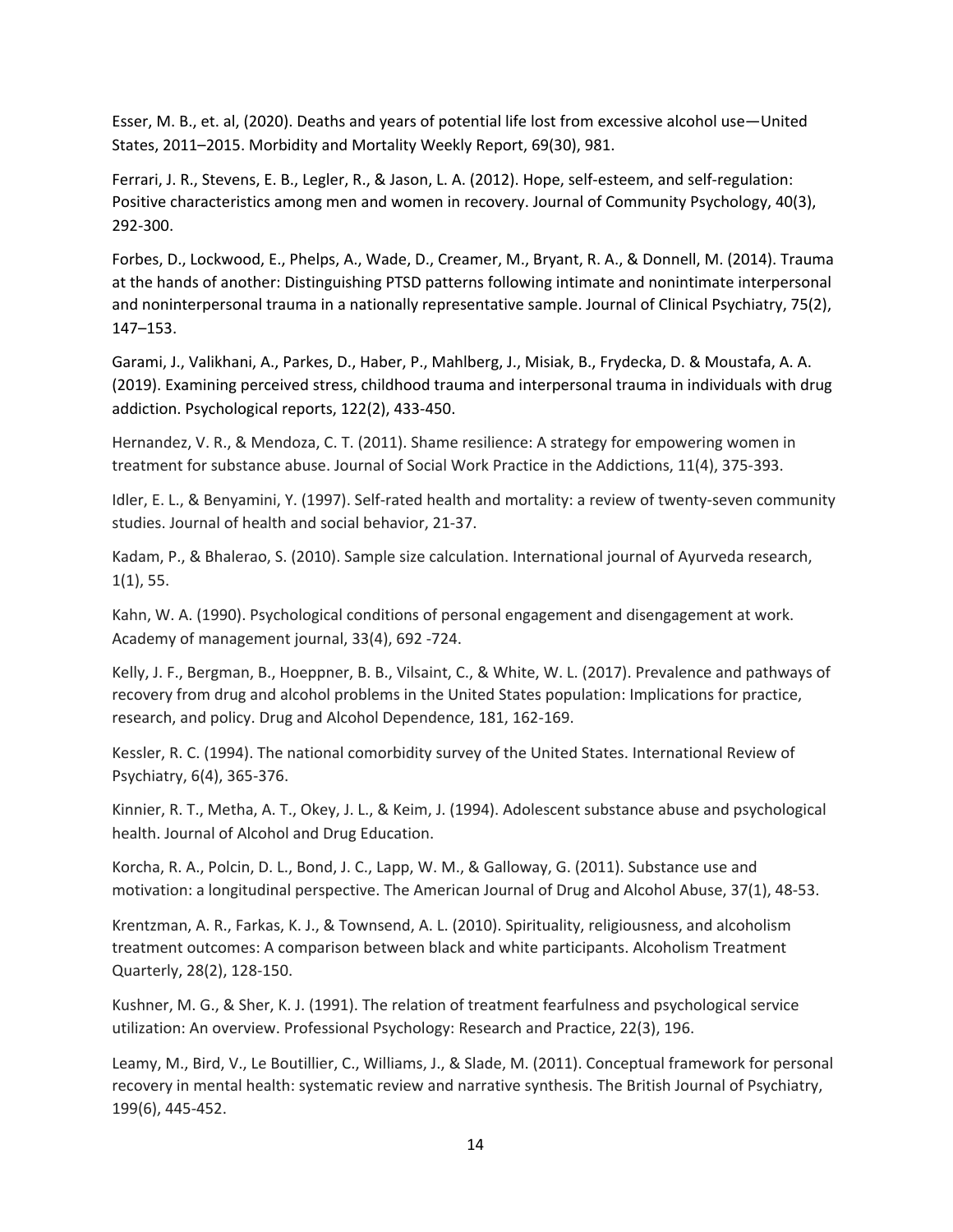Esser, M. B., et. al, (2020). Deaths and years of potential life lost from excessive alcohol use—United States, 2011–2015. Morbidity and Mortality Weekly Report, 69(30), 981.

Ferrari, J. R., Stevens, E. B., Legler, R., & Jason, L. A. (2012). Hope, self-esteem, and self-regulation: Positive characteristics among men and women in recovery. Journal of Community Psychology, 40(3), 292-300.

Forbes, D., Lockwood, E., Phelps, A., Wade, D., Creamer, M., Bryant, R. A., & Donnell, M. (2014). Trauma at the hands of another: Distinguishing PTSD patterns following intimate and nonintimate interpersonal and noninterpersonal trauma in a nationally representative sample. Journal of Clinical Psychiatry, 75(2), 147–153.

Garami, J., Valikhani, A., Parkes, D., Haber, P., Mahlberg, J., Misiak, B., Frydecka, D. & Moustafa, A. A. (2019). Examining perceived stress, childhood trauma and interpersonal trauma in individuals with drug addiction. Psychological reports, 122(2), 433-450.

Hernandez, V. R., & Mendoza, C. T. (2011). Shame resilience: A strategy for empowering women in treatment for substance abuse. Journal of Social Work Practice in the Addictions, 11(4), 375-393.

Idler, E. L., & Benyamini, Y. (1997). Self-rated health and mortality: a review of twenty-seven community studies. Journal of health and social behavior, 21-37.

Kadam, P., & Bhalerao, S. (2010). Sample size calculation. International journal of Ayurveda research, 1(1), 55.

Kahn, W. A. (1990). Psychological conditions of personal engagement and disengagement at work. Academy of management journal, 33(4), 692 -724.

Kelly, J. F., Bergman, B., Hoeppner, B. B., Vilsaint, C., & White, W. L. (2017). Prevalence and pathways of recovery from drug and alcohol problems in the United States population: Implications for practice, research, and policy. Drug and Alcohol Dependence, 181, 162-169.

Kessler, R. C. (1994). The national comorbidity survey of the United States. International Review of Psychiatry, 6(4), 365-376.

Kinnier, R. T., Metha, A. T., Okey, J. L., & Keim, J. (1994). Adolescent substance abuse and psychological health. Journal of Alcohol and Drug Education.

Korcha, R. A., Polcin, D. L., Bond, J. C., Lapp, W. M., & Galloway, G. (2011). Substance use and motivation: a longitudinal perspective. The American Journal of Drug and Alcohol Abuse, 37(1), 48-53.

Krentzman, A. R., Farkas, K. J., & Townsend, A. L. (2010). Spirituality, religiousness, and alcoholism treatment outcomes: A comparison between black and white participants. Alcoholism Treatment Quarterly, 28(2), 128-150.

Kushner, M. G., & Sher, K. J. (1991). The relation of treatment fearfulness and psychological service utilization: An overview. Professional Psychology: Research and Practice, 22(3), 196.

Leamy, M., Bird, V., Le Boutillier, C., Williams, J., & Slade, M. (2011). Conceptual framework for personal recovery in mental health: systematic review and narrative synthesis. The British Journal of Psychiatry, 199(6), 445-452.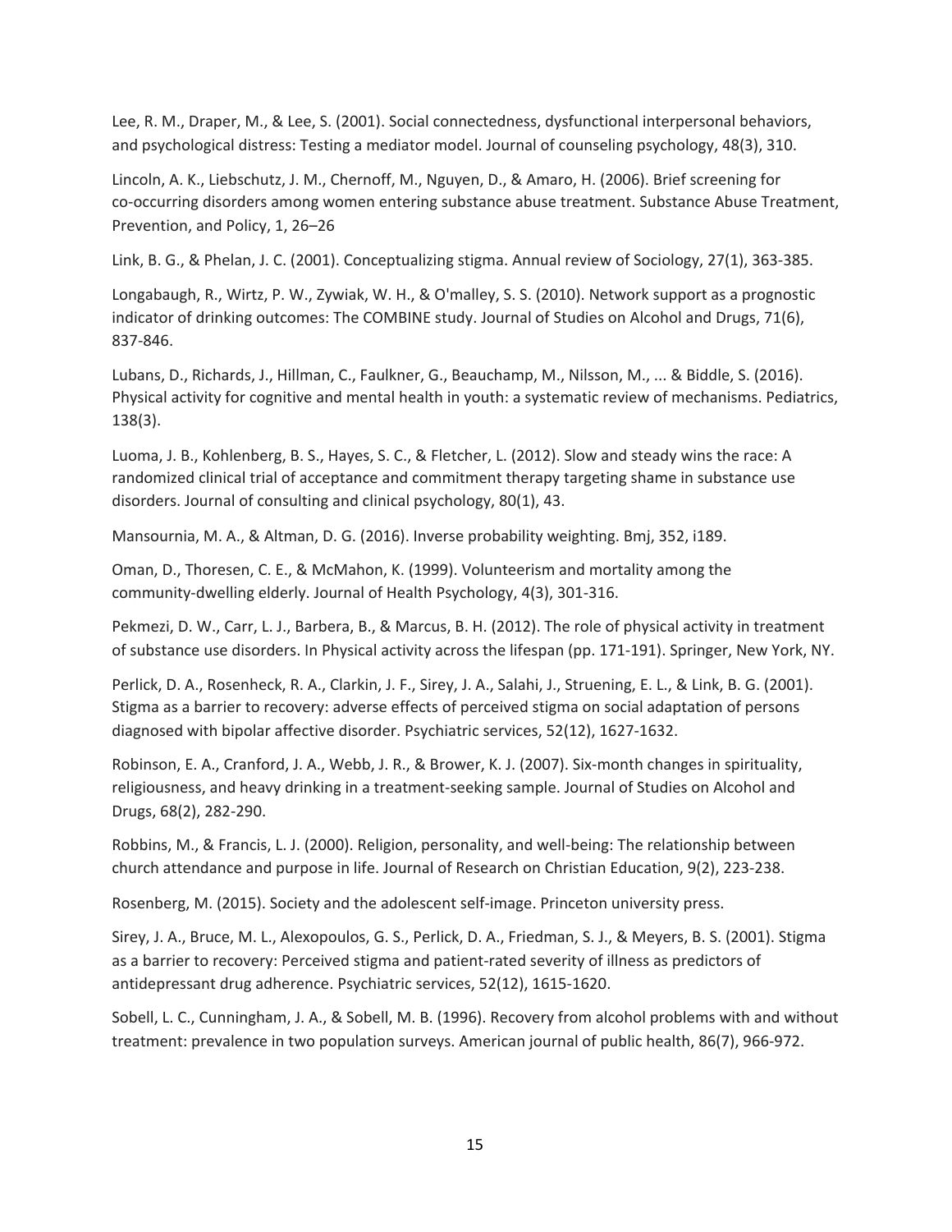Lee, R. M., Draper, M., & Lee, S. (2001). Social connectedness, dysfunctional interpersonal behaviors, and psychological distress: Testing a mediator model. Journal of counseling psychology, 48(3), 310.

Lincoln, A. K., Liebschutz, J. M., Chernoff, M., Nguyen, D., & Amaro, H. (2006). Brief screening for co-occurring disorders among women entering substance abuse treatment. Substance Abuse Treatment, Prevention, and Policy, 1, 26–26

Link, B. G., & Phelan, J. C. (2001). Conceptualizing stigma. Annual review of Sociology, 27(1), 363-385.

Longabaugh, R., Wirtz, P. W., Zywiak, W. H., & O'malley, S. S. (2010). Network support as a prognostic indicator of drinking outcomes: The COMBINE study. Journal of Studies on Alcohol and Drugs, 71(6), 837-846.

Lubans, D., Richards, J., Hillman, C., Faulkner, G., Beauchamp, M., Nilsson, M., ... & Biddle, S. (2016). Physical activity for cognitive and mental health in youth: a systematic review of mechanisms. Pediatrics, 138(3).

Luoma, J. B., Kohlenberg, B. S., Hayes, S. C., & Fletcher, L. (2012). Slow and steady wins the race: A randomized clinical trial of acceptance and commitment therapy targeting shame in substance use disorders. Journal of consulting and clinical psychology, 80(1), 43.

Mansournia, M. A., & Altman, D. G. (2016). Inverse probability weighting. Bmj, 352, i189.

Oman, D., Thoresen, C. E., & McMahon, K. (1999). Volunteerism and mortality among the community-dwelling elderly. Journal of Health Psychology, 4(3), 301-316.

Pekmezi, D. W., Carr, L. J., Barbera, B., & Marcus, B. H. (2012). The role of physical activity in treatment of substance use disorders. In Physical activity across the lifespan (pp. 171-191). Springer, New York, NY.

Perlick, D. A., Rosenheck, R. A., Clarkin, J. F., Sirey, J. A., Salahi, J., Struening, E. L., & Link, B. G. (2001). Stigma as a barrier to recovery: adverse effects of perceived stigma on social adaptation of persons diagnosed with bipolar affective disorder. Psychiatric services, 52(12), 1627-1632.

Robinson, E. A., Cranford, J. A., Webb, J. R., & Brower, K. J. (2007). Six-month changes in spirituality, religiousness, and heavy drinking in a treatment-seeking sample. Journal of Studies on Alcohol and Drugs, 68(2), 282-290.

Robbins, M., & Francis, L. J. (2000). Religion, personality, and well-being: The relationship between church attendance and purpose in life. Journal of Research on Christian Education, 9(2), 223-238.

Rosenberg, M. (2015). Society and the adolescent self-image. Princeton university press.

Sirey, J. A., Bruce, M. L., Alexopoulos, G. S., Perlick, D. A., Friedman, S. J., & Meyers, B. S. (2001). Stigma as a barrier to recovery: Perceived stigma and patient-rated severity of illness as predictors of antidepressant drug adherence. Psychiatric services, 52(12), 1615-1620.

Sobell, L. C., Cunningham, J. A., & Sobell, M. B. (1996). Recovery from alcohol problems with and without treatment: prevalence in two population surveys. American journal of public health, 86(7), 966-972.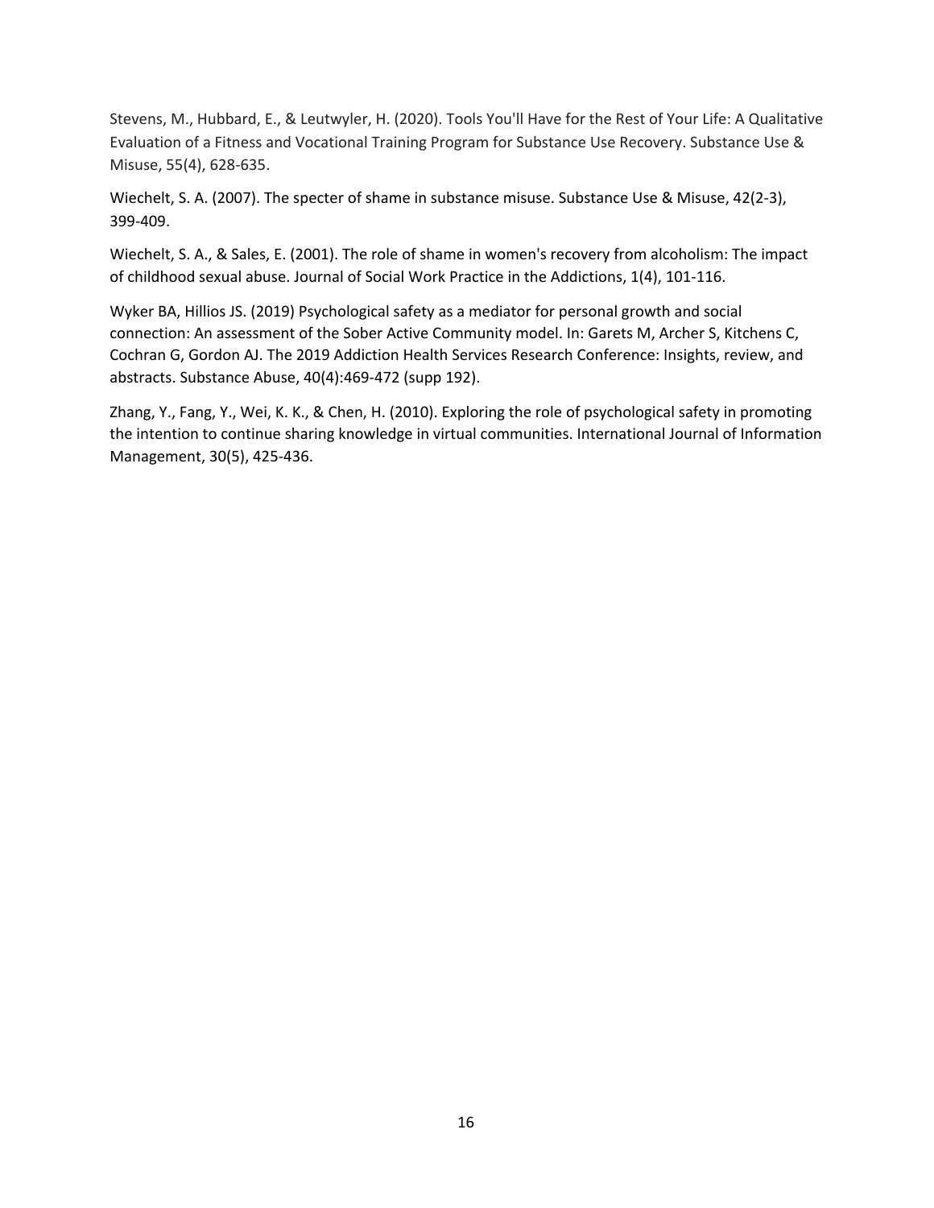Stevens, M., Hubbard, E., & Leutwyler, H. (2020). Tools You'll Have for the Rest of Your Life: A Qualitative Evaluation of a Fitness and Vocational Training Program for Substance Use Recovery. Substance Use & Misuse, 55(4), 628-635.

Wiechelt, S. A. (2007). The specter of shame in substance misuse. Substance Use & Misuse, 42(2-3), 399-409.

Wiechelt, S. A., & Sales, E. (2001). The role of shame in women's recovery from alcoholism: The impact of childhood sexual abuse. Journal of Social Work Practice in the Addictions, 1(4), 101-116.

Wyker BA, Hillios JS. (2019) Psychological safety as a mediator for personal growth and social connection: An assessment of the Sober Active Community model. In: Garets M, Archer S, Kitchens C, Cochran G, Gordon AJ. The 2019 Addiction Health Services Research Conference: Insights, review, and abstracts. Substance Abuse, 40(4):469-472 (supp 192).

Zhang, Y., Fang, Y., Wei, K. K., & Chen, H. (2010). Exploring the role of psychological safety in promoting the intention to continue sharing knowledge in virtual communities. International Journal of Information Management, 30(5), 425-436.